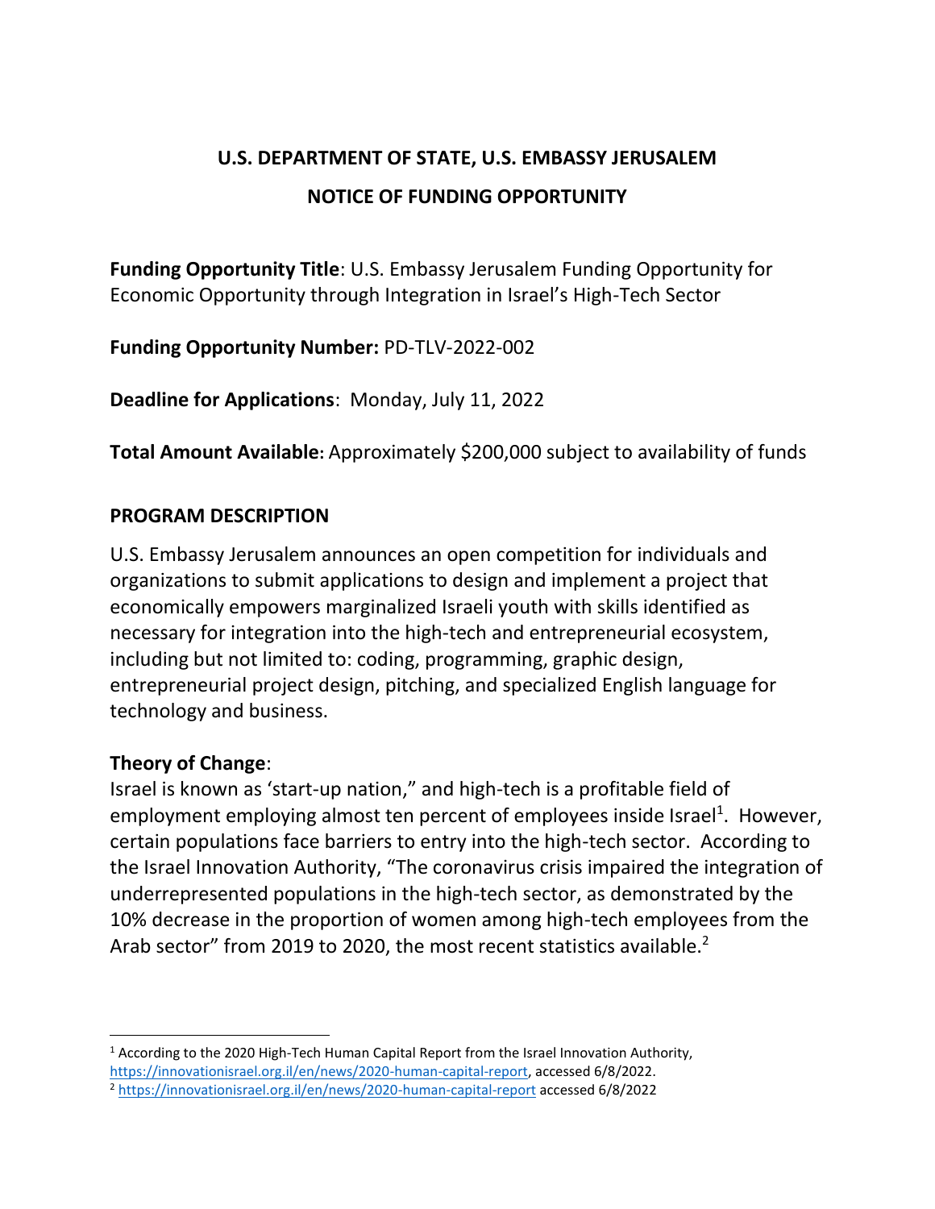**U.S. DEPARTMENT OF STATE, U.S. EMBASSY JERUSALEM**

**NOTICE OF FUNDING OPPORTUNITY**

**Funding Opportunity Title**: U.S. Embassy Jerusalem Funding Opportunity for Economic Opportunity through Integration in Israel's High-Tech Sector

**Funding Opportunity Number:** PD-TLV-2022-002

**Deadline for Applications**: Monday, July 11, 2022

**Total Amount Available:** Approximately $200,000 subject to availability of funds

## PROGRAM DESCRIPTION

U.S. Embassy Jerusalem announces an open competition for individuals and organizations to submit applications to design and implement a project that economically empowers marginalized Israeli youth with skills identified as necessary for integration into the high-tech and entrepreneurial ecosystem, including but not limited to: coding, programming, graphic design, entrepreneurial project design, pitching, and specialized English language for technology and business.

**Theory of Change**:

Israel is known as 'start-up nation," and high-tech is a profitable field of employment employing almost ten percent of employees inside Israel[1]. However, certain populations face barriers to entry into the high-tech sector. According to the Israel Innovation Authority, "The coronavirus crisis impaired the integration of underrepresented populations in the high-tech sector, as demonstrated by the 10% decrease in the proportion of women among high-tech employees from the Arab sector" from 2019 to 2020, the most recent statistics available.[2]

---

[1] According to the 2020 High-Tech Human Capital Report from the Israel Innovation Authority, https://innovationisrael.org.il/en/news/2020-human-capital-report, accessed 6/8/2022.

[2] https://innovationisrael.org.il/en/news/2020-human-capital-report accessed 6/8/2022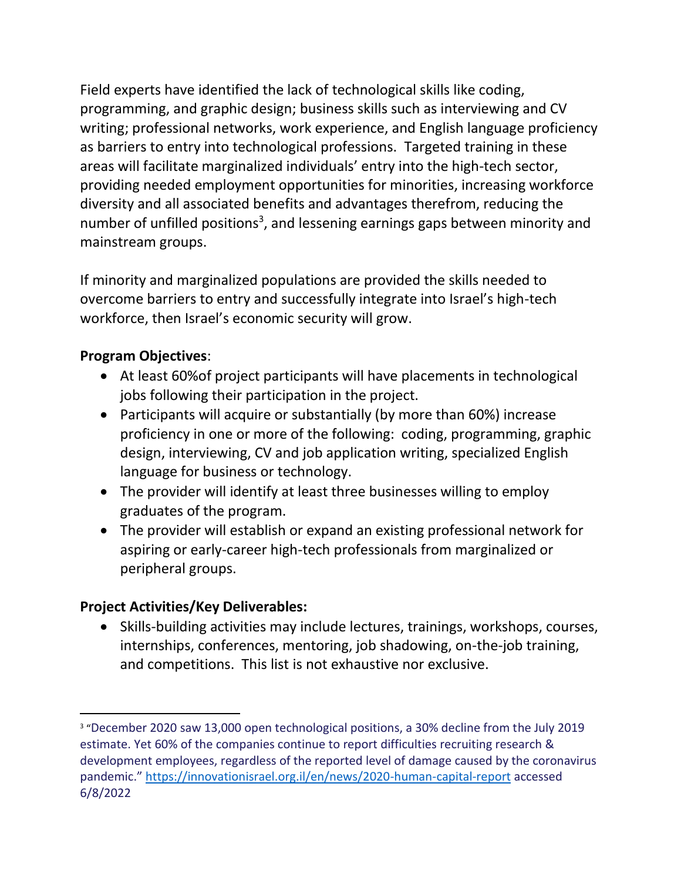Field experts have identified the lack of technological skills like coding, programming, and graphic design; business skills such as interviewing and CV writing; professional networks, work experience, and English language proficiency as barriers to entry into technological professions. Targeted training in these areas will facilitate marginalized individuals' entry into the high-tech sector, providing needed employment opportunities for minorities, increasing workforce diversity and all associated benefits and advantages therefrom, reducing the number of unfilled positions[3], and lessening earnings gaps between minority and mainstream groups.

If minority and marginalized populations are provided the skills needed to overcome barriers to entry and successfully integrate into Israel's high-tech workforce, then Israel's economic security will grow.

**Program Objectives**:

- At least 60%of project participants will have placements in technological jobs following their participation in the project.
- Participants will acquire or substantially (by more than 60%) increase proficiency in one or more of the following: coding, programming, graphic design, interviewing, CV and job application writing, specialized English language for business or technology.
- The provider will identify at least three businesses willing to employ graduates of the program.
- The provider will establish or expand an existing professional network for aspiring or early-career high-tech professionals from marginalized or peripheral groups.

**Project Activities/Key Deliverables:**

- Skills-building activities may include lectures, trainings, workshops, courses, internships, conferences, mentoring, job shadowing, on-the-job training, and competitions. This list is not exhaustive nor exclusive.

---

[3] "December 2020 saw 13,000 open technological positions, a 30% decline from the July 2019 estimate. Yet 60% of the companies continue to report difficulties recruiting research & development employees, regardless of the reported level of damage caused by the coronavirus pandemic." https://innovationisrael.org.il/en/news/2020-human-capital-report accessed 6/8/2022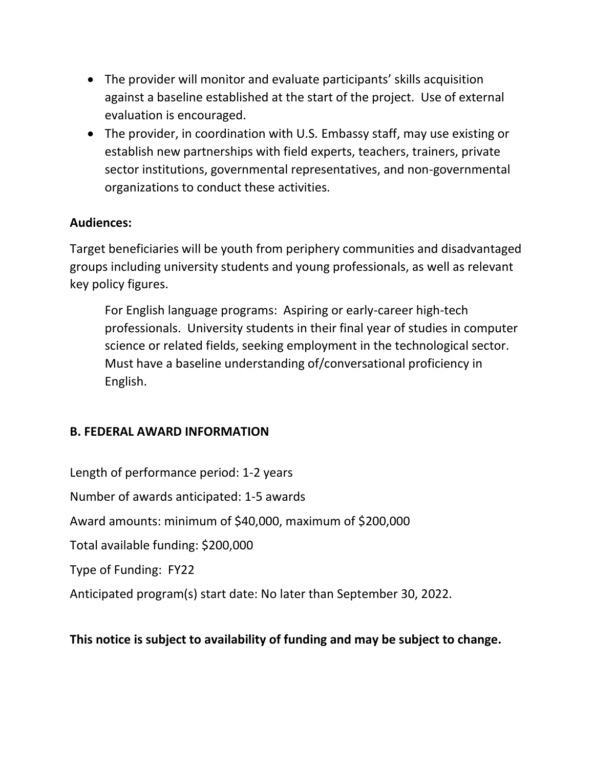- The provider will monitor and evaluate participants' skills acquisition against a baseline established at the start of the project. Use of external evaluation is encouraged.
- The provider, in coordination with U.S. Embassy staff, may use existing or establish new partnerships with field experts, teachers, trainers, private sector institutions, governmental representatives, and non-governmental organizations to conduct these activities.

**Audiences:**

Target beneficiaries will be youth from periphery communities and disadvantaged groups including university students and young professionals, as well as relevant key policy figures.

> For English language programs: Aspiring or early-career high-tech professionals. University students in their final year of studies in computer science or related fields, seeking employment in the technological sector. Must have a baseline understanding of/conversational proficiency in English.

## B. FEDERAL AWARD INFORMATION

Length of performance period: 1-2 years

Number of awards anticipated: 1-5 awards

Award amounts: minimum of $40,000, maximum of $200,000

Total available funding: $200,000

Type of Funding: FY22

Anticipated program(s) start date: No later than September 30, 2022.

**This notice is subject to availability of funding and may be subject to change.**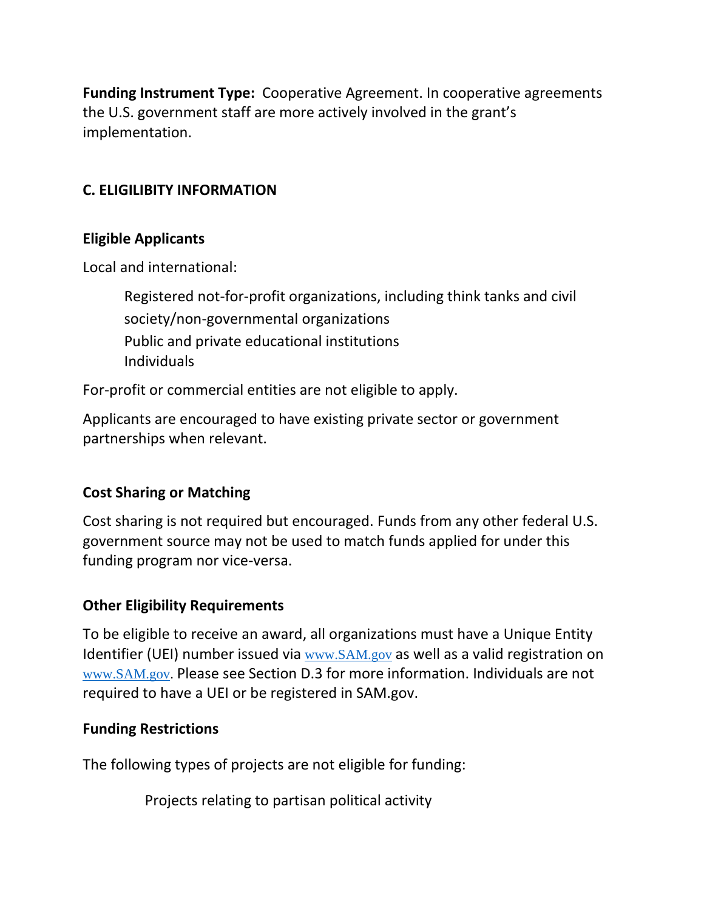**Funding Instrument Type:** Cooperative Agreement. In cooperative agreements the U.S. government staff are more actively involved in the grant's implementation.

## C. ELIGILIBITY INFORMATION

### Eligible Applicants

Local and international:

- Registered not-for-profit organizations, including think tanks and civil society/non-governmental organizations
- Public and private educational institutions
- Individuals

For-profit or commercial entities are not eligible to apply.

Applicants are encouraged to have existing private sector or government partnerships when relevant.

### Cost Sharing or Matching

Cost sharing is not required but encouraged. Funds from any other federal U.S. government source may not be used to match funds applied for under this funding program nor vice-versa.

### Other Eligibility Requirements

To be eligible to receive an award, all organizations must have a Unique Entity Identifier (UEI) number issued via www.SAM.gov as well as a valid registration on www.SAM.gov. Please see Section D.3 for more information. Individuals are not required to have a UEI or be registered in SAM.gov.

### Funding Restrictions

The following types of projects are not eligible for funding:

- Projects relating to partisan political activity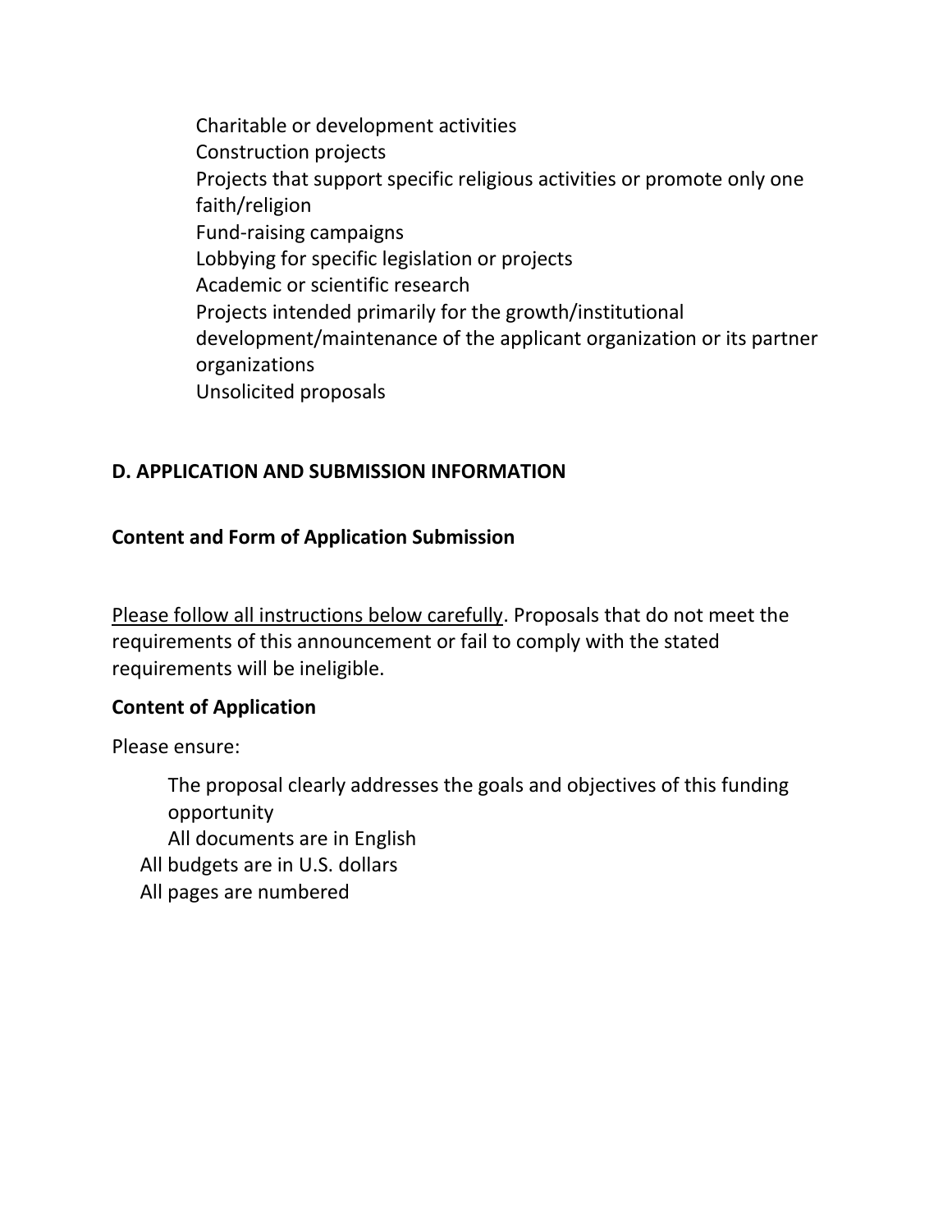- Charitable or development activities
- Construction projects
- Projects that support specific religious activities or promote only one faith/religion
- Fund-raising campaigns
- Lobbying for specific legislation or projects
- Academic or scientific research
- Projects intended primarily for the growth/institutional development/maintenance of the applicant organization or its partner organizations
- Unsolicited proposals

## D. APPLICATION AND SUBMISSION INFORMATION

### Content and Form of Application Submission

Please follow all instructions below carefully. Proposals that do not meet the requirements of this announcement or fail to comply with the stated requirements will be ineligible.

**Content of Application**

Please ensure:

- The proposal clearly addresses the goals and objectives of this funding opportunity
- All documents are in English
- All budgets are in U.S. dollars
- All pages are numbered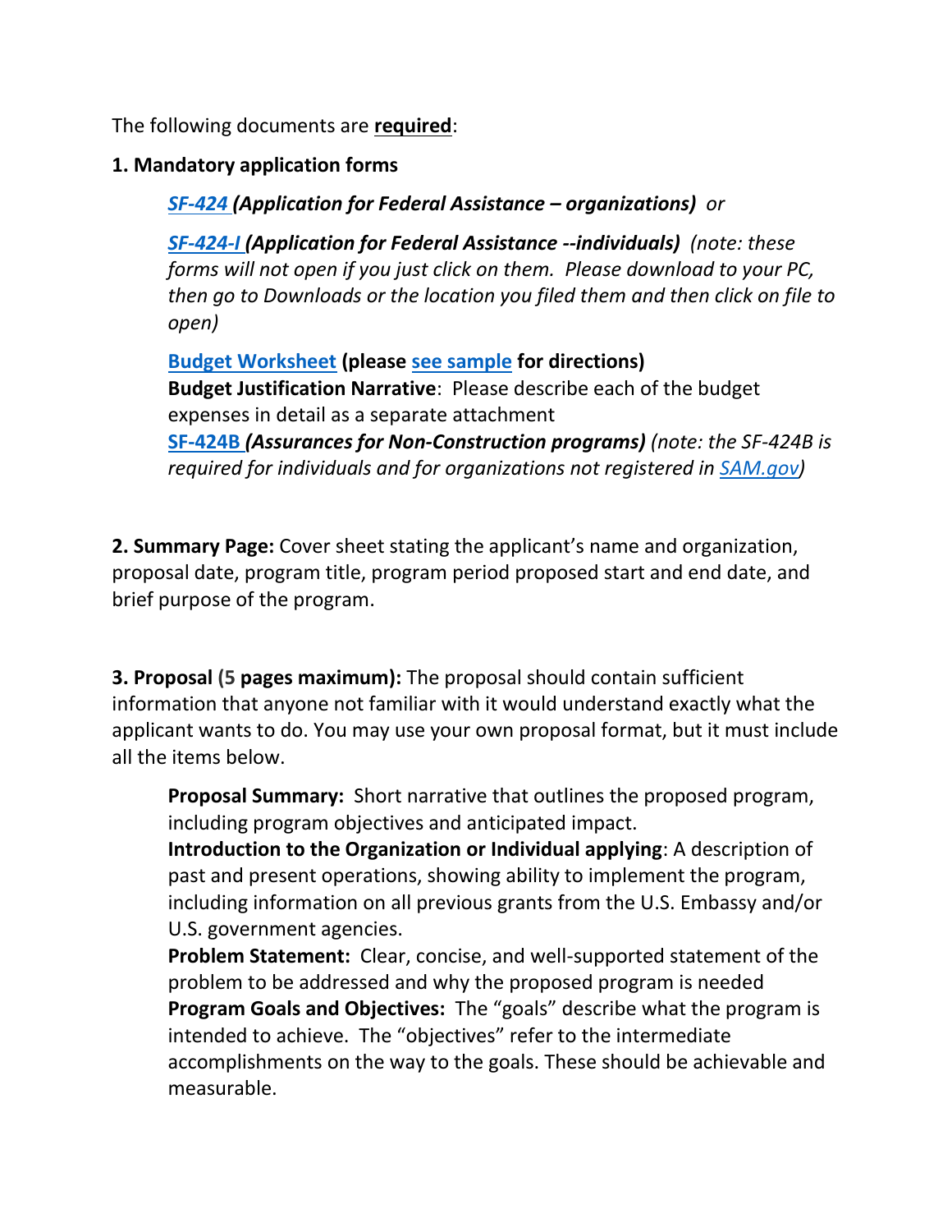The following documents are **required**:

**1. Mandatory application forms**

> ***SF-424*** ***(Application for Federal Assistance – organizations)*** *or*
>
> ***SF-424-I*** ***(Application for Federal Assistance --individuals)*** *(note: these forms will not open if you just click on them. Please download to your PC, then go to Downloads or the location you filed them and then click on file to open)*
>
> **Budget Worksheet (please see sample for directions)**
> **Budget Justification Narrative**: Please describe each of the budget expenses in detail as a separate attachment
> **SF-424B** ***(Assurances for Non-Construction programs)*** *(note: the SF-424B is required for individuals and for organizations not registered in SAM.gov)*

**2. Summary Page:** Cover sheet stating the applicant's name and organization, proposal date, program title, program period proposed start and end date, and brief purpose of the program.

**3. Proposal (5 pages maximum):** The proposal should contain sufficient information that anyone not familiar with it would understand exactly what the applicant wants to do. You may use your own proposal format, but it must include all the items below.

> **Proposal Summary:** Short narrative that outlines the proposed program, including program objectives and anticipated impact.
> **Introduction to the Organization or Individual applying**: A description of past and present operations, showing ability to implement the program, including information on all previous grants from the U.S. Embassy and/or U.S. government agencies.
> **Problem Statement:** Clear, concise, and well-supported statement of the problem to be addressed and why the proposed program is needed
> **Program Goals and Objectives:** The "goals" describe what the program is intended to achieve. The "objectives" refer to the intermediate accomplishments on the way to the goals. These should be achievable and measurable.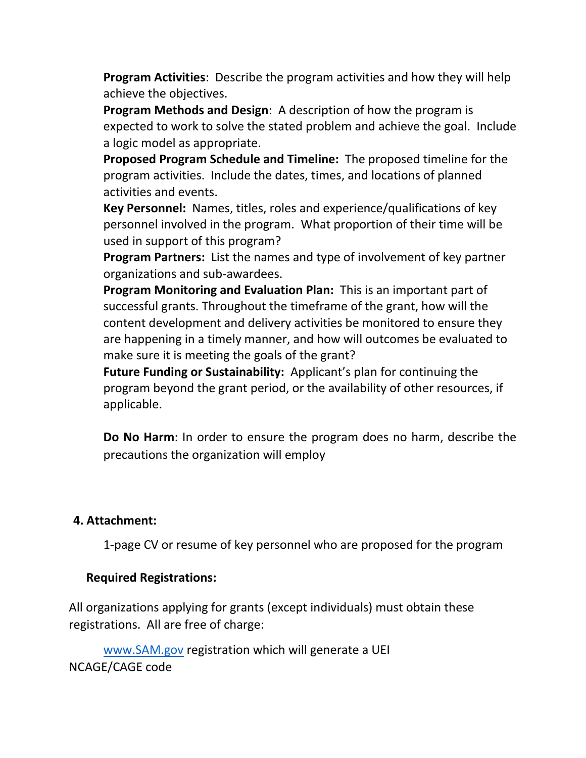**Program Activities**: Describe the program activities and how they will help achieve the objectives.

**Program Methods and Design**: A description of how the program is expected to work to solve the stated problem and achieve the goal. Include a logic model as appropriate.

**Proposed Program Schedule and Timeline:** The proposed timeline for the program activities. Include the dates, times, and locations of planned activities and events.

**Key Personnel:** Names, titles, roles and experience/qualifications of key personnel involved in the program. What proportion of their time will be used in support of this program?

**Program Partners:** List the names and type of involvement of key partner organizations and sub-awardees.

**Program Monitoring and Evaluation Plan:** This is an important part of successful grants. Throughout the timeframe of the grant, how will the content development and delivery activities be monitored to ensure they are happening in a timely manner, and how will outcomes be evaluated to make sure it is meeting the goals of the grant?

**Future Funding or Sustainability:** Applicant's plan for continuing the program beyond the grant period, or the availability of other resources, if applicable.

**Do No Harm**: In order to ensure the program does no harm, describe the precautions the organization will employ

**4. Attachment:**

1-page CV or resume of key personnel who are proposed for the program

**Required Registrations:**

All organizations applying for grants (except individuals) must obtain these registrations. All are free of charge:

www.SAM.gov registration which will generate a UEI

NCAGE/CAGE code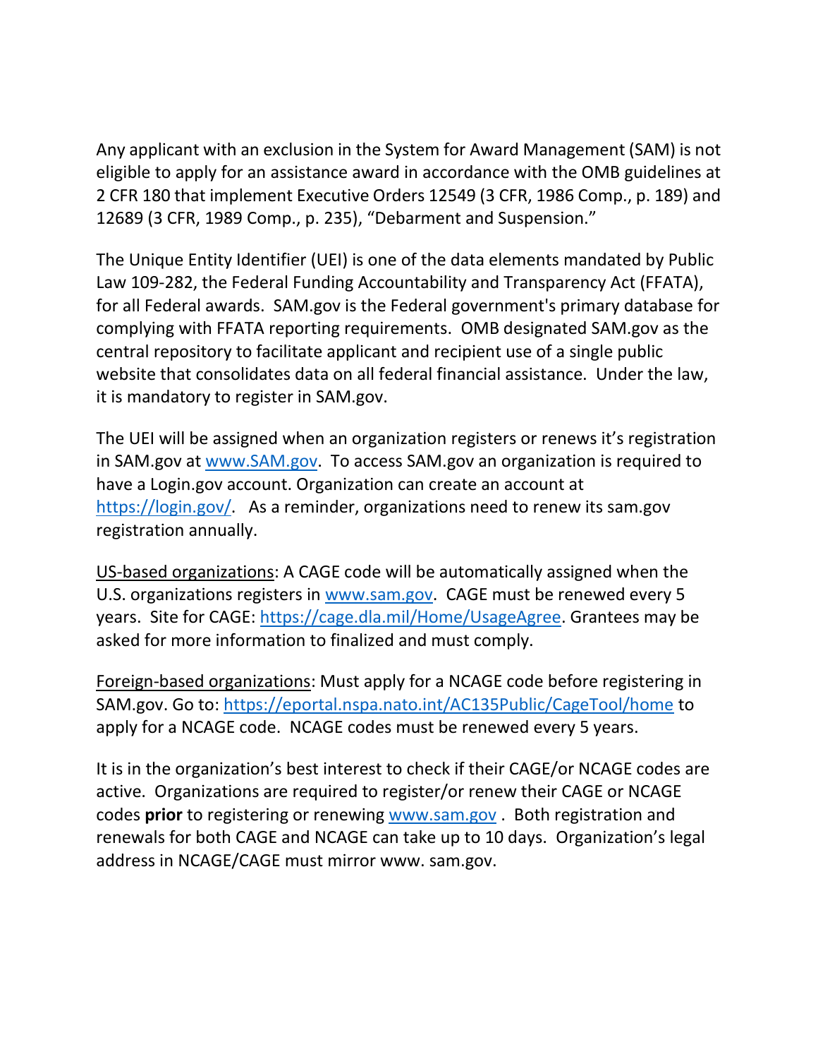Any applicant with an exclusion in the System for Award Management (SAM) is not eligible to apply for an assistance award in accordance with the OMB guidelines at 2 CFR 180 that implement Executive Orders 12549 (3 CFR, 1986 Comp., p. 189) and 12689 (3 CFR, 1989 Comp., p. 235), "Debarment and Suspension."

The Unique Entity Identifier (UEI) is one of the data elements mandated by Public Law 109-282, the Federal Funding Accountability and Transparency Act (FFATA), for all Federal awards. SAM.gov is the Federal government's primary database for complying with FFATA reporting requirements. OMB designated SAM.gov as the central repository to facilitate applicant and recipient use of a single public website that consolidates data on all federal financial assistance. Under the law, it is mandatory to register in SAM.gov.

The UEI will be assigned when an organization registers or renews it's registration in SAM.gov at [www.SAM.gov](http://www.SAM.gov). To access SAM.gov an organization is required to have a Login.gov account. Organization can create an account at [https://login.gov/](https://login.gov/). As a reminder, organizations need to renew its sam.gov registration annually.

<u>US-based organizations</u>: A CAGE code will be automatically assigned when the U.S. organizations registers in [www.sam.gov](http://www.sam.gov). CAGE must be renewed every 5 years. Site for CAGE: [https://cage.dla.mil/Home/UsageAgree](https://cage.dla.mil/Home/UsageAgree). Grantees may be asked for more information to finalized and must comply.

<u>Foreign-based organizations</u>: Must apply for a NCAGE code before registering in SAM.gov. Go to: [https://eportal.nspa.nato.int/AC135Public/CageTool/home](https://eportal.nspa.nato.int/AC135Public/CageTool/home) to apply for a NCAGE code. NCAGE codes must be renewed every 5 years.

It is in the organization's best interest to check if their CAGE/or NCAGE codes are active. Organizations are required to register/or renew their CAGE or NCAGE codes **prior** to registering or renewing [www.sam.gov](http://www.sam.gov) . Both registration and renewals for both CAGE and NCAGE can take up to 10 days. Organization's legal address in NCAGE/CAGE must mirror www. sam.gov.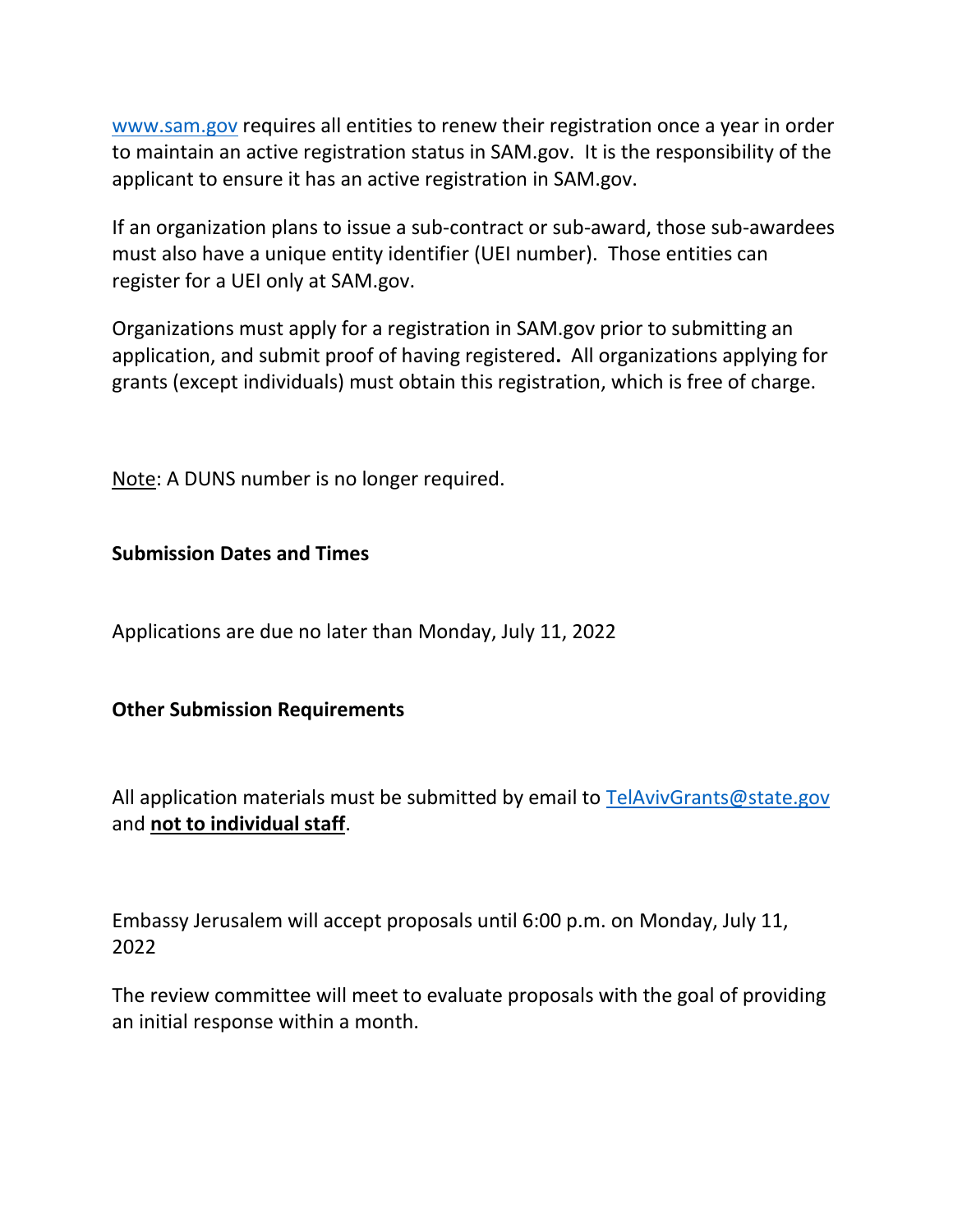www.sam.gov requires all entities to renew their registration once a year in order to maintain an active registration status in SAM.gov. It is the responsibility of the applicant to ensure it has an active registration in SAM.gov.

If an organization plans to issue a sub-contract or sub-award, those sub-awardees must also have a unique entity identifier (UEI number). Those entities can register for a UEI only at SAM.gov.

Organizations must apply for a registration in SAM.gov prior to submitting an application, and submit proof of having registered**.** All organizations applying for grants (except individuals) must obtain this registration, which is free of charge.

Note: A DUNS number is no longer required.

**Submission Dates and Times**

Applications are due no later than Monday, July 11, 2022

**Other Submission Requirements**

All application materials must be submitted by email to TelAvivGrants@state.gov and **not to individual staff**.

Embassy Jerusalem will accept proposals until 6:00 p.m. on Monday, July 11, 2022

The review committee will meet to evaluate proposals with the goal of providing an initial response within a month.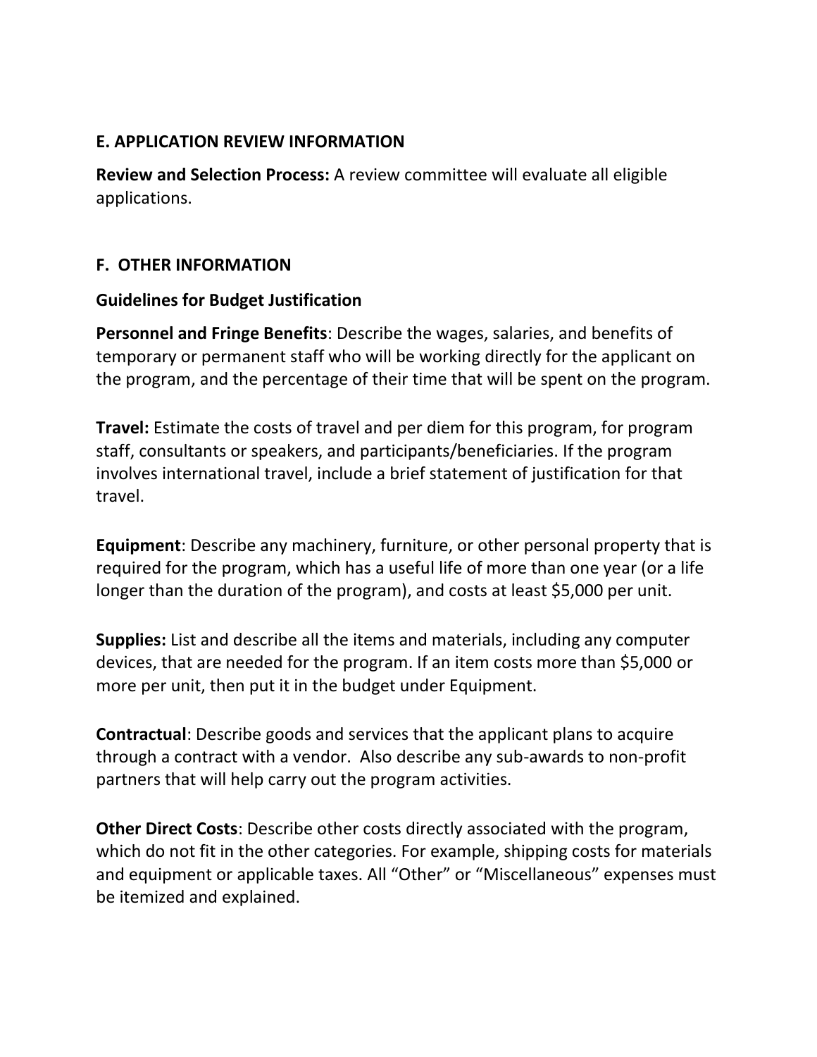## E. APPLICATION REVIEW INFORMATION

**Review and Selection Process:** A review committee will evaluate all eligible applications.

## F. OTHER INFORMATION

### Guidelines for Budget Justification

**Personnel and Fringe Benefits**: Describe the wages, salaries, and benefits of temporary or permanent staff who will be working directly for the applicant on the program, and the percentage of their time that will be spent on the program.

**Travel:** Estimate the costs of travel and per diem for this program, for program staff, consultants or speakers, and participants/beneficiaries. If the program involves international travel, include a brief statement of justification for that travel.

**Equipment**: Describe any machinery, furniture, or other personal property that is required for the program, which has a useful life of more than one year (or a life longer than the duration of the program), and costs at least $5,000 per unit.

**Supplies:** List and describe all the items and materials, including any computer devices, that are needed for the program. If an item costs more than $5,000 or more per unit, then put it in the budget under Equipment.

**Contractual**: Describe goods and services that the applicant plans to acquire through a contract with a vendor. Also describe any sub-awards to non-profit partners that will help carry out the program activities.

**Other Direct Costs**: Describe other costs directly associated with the program, which do not fit in the other categories. For example, shipping costs for materials and equipment or applicable taxes. All "Other" or "Miscellaneous" expenses must be itemized and explained.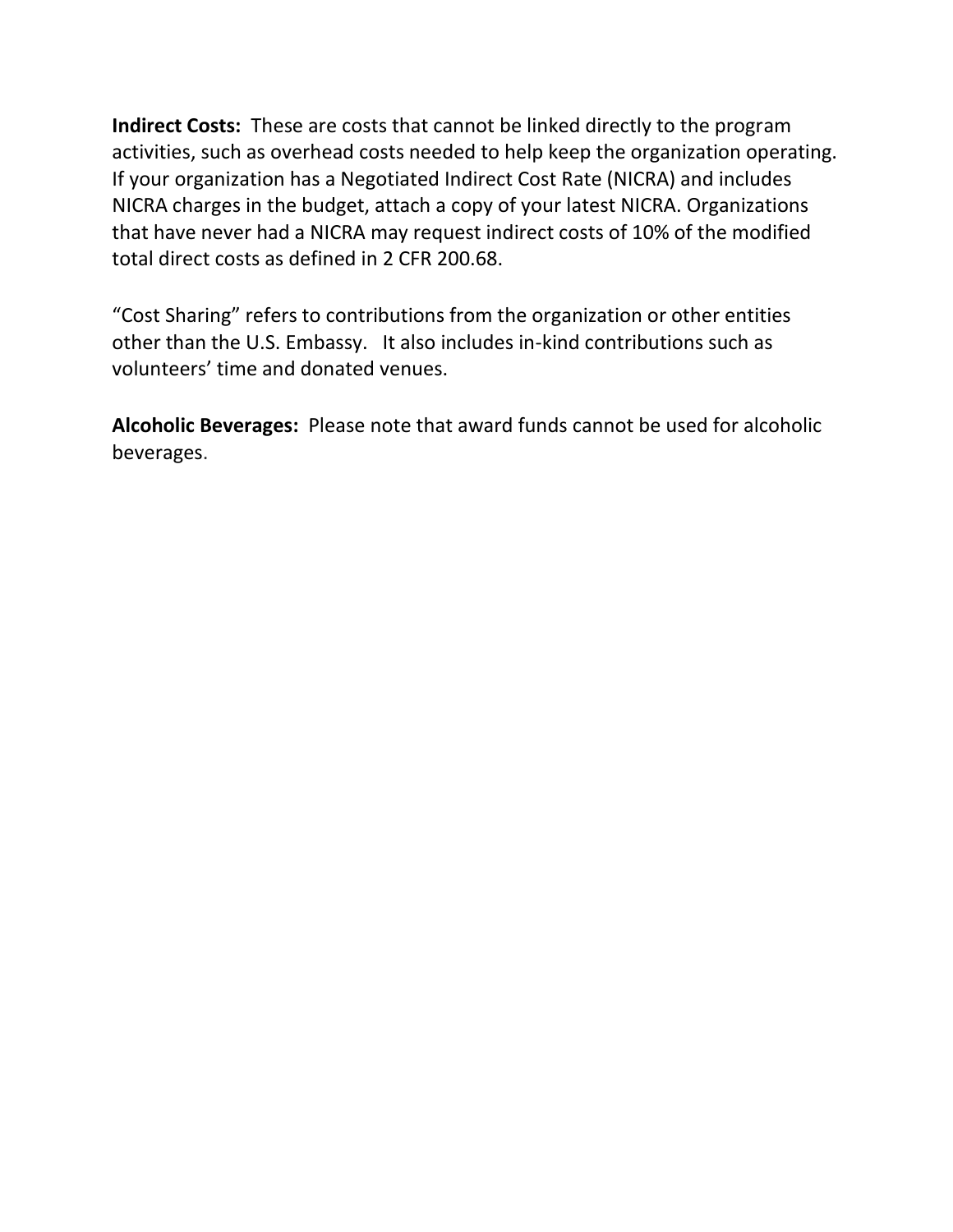**Indirect Costs:** These are costs that cannot be linked directly to the program activities, such as overhead costs needed to help keep the organization operating. If your organization has a Negotiated Indirect Cost Rate (NICRA) and includes NICRA charges in the budget, attach a copy of your latest NICRA. Organizations that have never had a NICRA may request indirect costs of 10% of the modified total direct costs as defined in 2 CFR 200.68.

"Cost Sharing" refers to contributions from the organization or other entities other than the U.S. Embassy. It also includes in-kind contributions such as volunteers' time and donated venues.

**Alcoholic Beverages:** Please note that award funds cannot be used for alcoholic beverages.